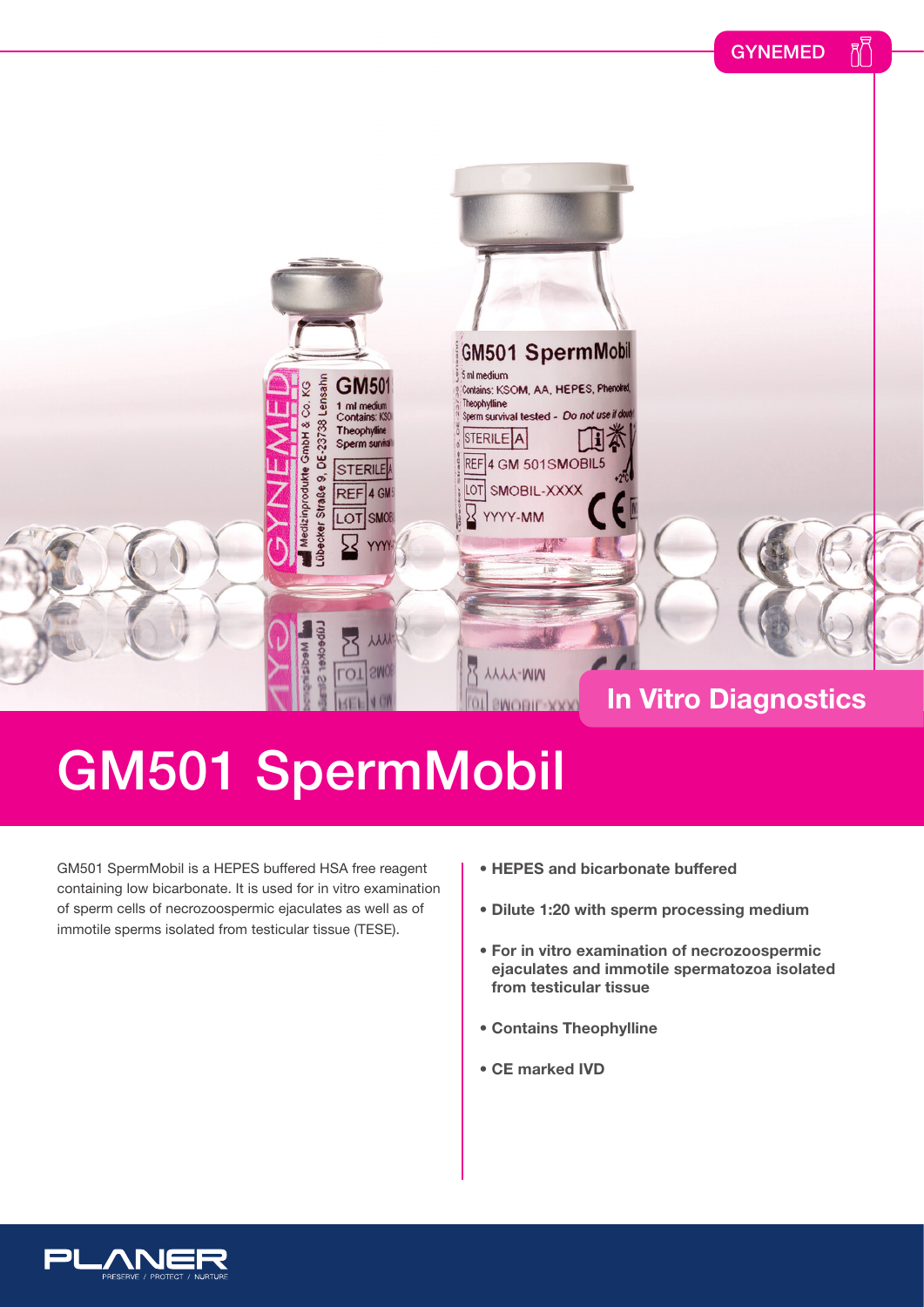GYNEMED

In Vitro Diagnostics

# GM501 SpermMobil

GM501 SpermMobil is a HEPES buffered HSA free reagent containing low bicarbonate. It is used for in vitro examination of sperm cells of necrozoospermic ejaculates as well as of immotile sperms isolated from testicular tissue (TESE).

- **HEPES and bicarbonate buffered**
- **Dilute 1:20 with sperm processing medium**
- **For in vitro examination of necrozoospermic ejaculates and immotile spermatozoa isolated from testicular tissue**
- **Contains Theophylline**
- **CE marked IVD**

PLANER
PRESERVE / PROTECT / NURTURE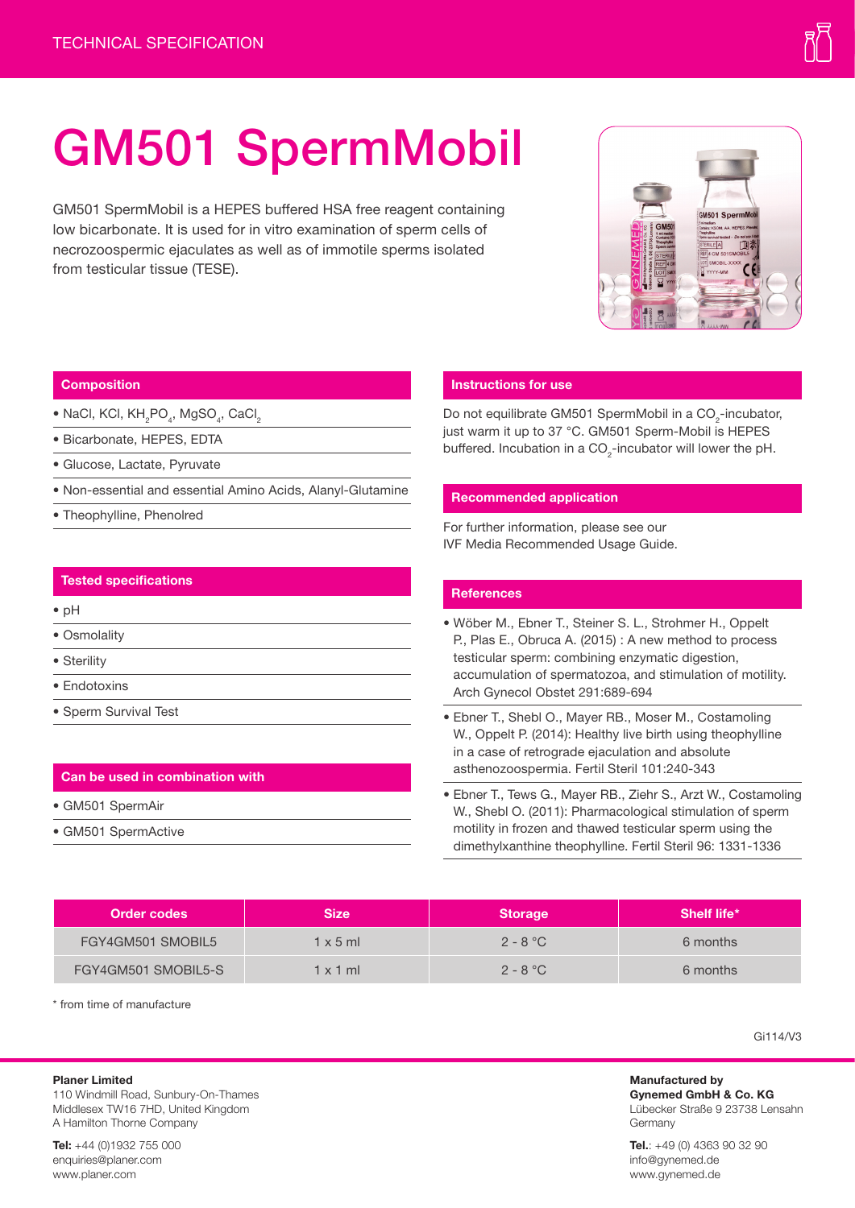TECHNICAL SPECIFICATION

# GM501 SpermMobil

GM501 SpermMobil is a HEPES buffered HSA free reagent containing low bicarbonate. It is used for in vitro examination of sperm cells of necrozoospermic ejaculates as well as of immotile sperms isolated from testicular tissue (TESE).

## Composition

- NaCl, KCl, $KH_2PO_4$, $MgSO_4$, $CaCl_2$
- Bicarbonate, HEPES, EDTA
- Glucose, Lactate, Pyruvate
- Non-essential and essential Amino Acids, Alanyl-Glutamine
- Theophylline, Phenolred

## Tested specifications

- pH
- Osmolality
- Sterility
- Endotoxins
- Sperm Survival Test

## Can be used in combination with

- GM501 SpermAir
- GM501 SpermActive

## Instructions for use

Do not equilibrate GM501 SpermMobil in a $CO_2$-incubator, just warm it up to 37 °C. GM501 Sperm-Mobil is HEPES buffered. Incubation in a $CO_2$-incubator will lower the pH.

## Recommended application

For further information, please see our IVF Media Recommended Usage Guide.

## References

- Wöber M., Ebner T., Steiner S. L., Strohmer H., Oppelt P., Plas E., Obruca A. (2015) : A new method to process testicular sperm: combining enzymatic digestion, accumulation of spermatozoa, and stimulation of motility. Arch Gynecol Obstet 291:689-694
- Ebner T., Shebl O., Mayer RB., Moser M., Costamoling W., Oppelt P. (2014): Healthy live birth using theophylline in a case of retrograde ejaculation and absolute asthenozoospermia. Fertil Steril 101:240-343
- Ebner T., Tews G., Mayer RB., Ziehr S., Arzt W., Costamoling W., Shebl O. (2011): Pharmacological stimulation of sperm motility in frozen and thawed testicular sperm using the dimethylxanthine theophylline. Fertil Steril 96: 1331-1336

| Order codes | Size | Storage | Shelf life* |
|---|---|---|---|
| FGY4GM501 SMOBIL5 | 1 x 5 ml | 2 - 8 °C | 6 months |
| FGY4GM501 SMOBIL5-S | 1 x 1 ml | 2 - 8 °C | 6 months |

\* from time of manufacture

Gi114/V3

**Planer Limited**
110 Windmill Road, Sunbury-On-Thames
Middlesex TW16 7HD, United Kingdom
A Hamilton Thorne Company

**Tel:** +44 (0)1932 755 000
enquiries@planer.com
www.planer.com

**Manufactured by**
**Gynemed GmbH & Co. KG**
Lübecker Straße 9 23738 Lensahn
Germany

**Tel.**: +49 (0) 4363 90 32 90
info@gynemed.de
www.gynemed.de